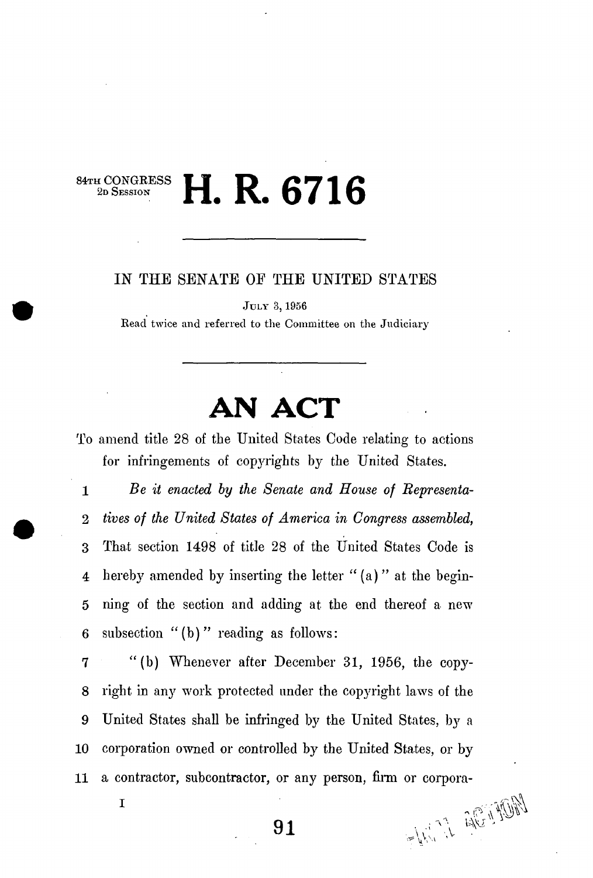84TH CONGRESS
2D SESSION

# H. R. 6716

---

IN THE SENATE OF THE UNITED STATES

JULY 3, 1956

Read twice and referred to the Committee on the Judiciary

---

# AN ACT

To amend title 28 of the United States Code relating to actions for infringements of copyrights by the United States.

1 *Be it enacted by the Senate and House of Representa-*
2 *tives of the United States of America in Congress assembled,*
3 That section 1498 of title 28 of the United States Code is
4 hereby amended by inserting the letter "(a)" at the begin-
5 ning of the section and adding at the end thereof a new
6 subsection "(b)" reading as follows:

7 "(b) Whenever after December 31, 1956, the copy-
8 right in any work protected under the copyright laws of the
9 United States shall be infringed by the United States, by a
10 corporation owned or controlled by the United States, or by
11 a contractor, subcontractor, or any person, firm or corpora-

I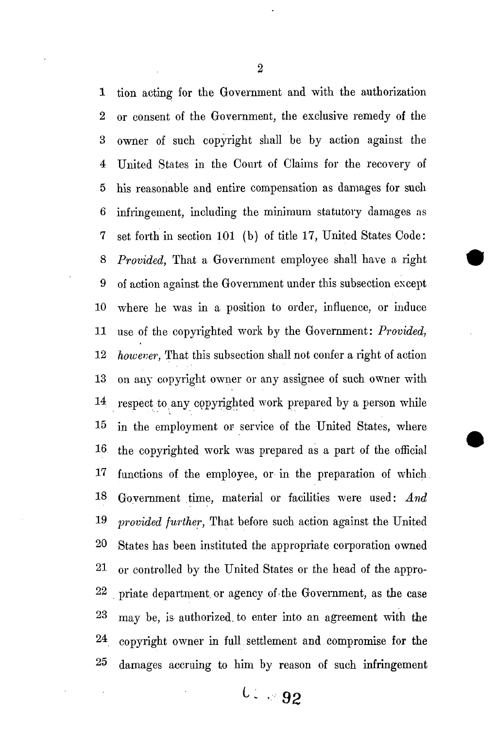tion acting for the Government and with the authorization or consent of the Government, the exclusive remedy of the owner of such copyright shall be by action against the United States in the Court of Claims for the recovery of his reasonable and entire compensation as damages for such infringement, including the minimum statutory damages as set forth in section 101 (b) of title 17, United States Code: *Provided,* That a Government employee shall have a right of action against the Government under this subsection except where he was in a position to order, influence, or induce use of the copyrighted work by the Government: *Provided, however,* That this subsection shall not confer a right of action on any copyright owner or any assignee of such owner with respect to any copyrighted work prepared by a person while in the employment or service of the United States, where the copyrighted work was prepared as a part of the official functions of the employee, or in the preparation of which Government time, material or facilities were used: *And provided further,* That before such action against the United States has been instituted the appropriate corporation owned or controlled by the United States or the head of the appropriate department or agency of the Government, as the case may be, is authorized to enter into an agreement with the copyright owner in full settlement and compromise for the damages accruing to him by reason of such infringement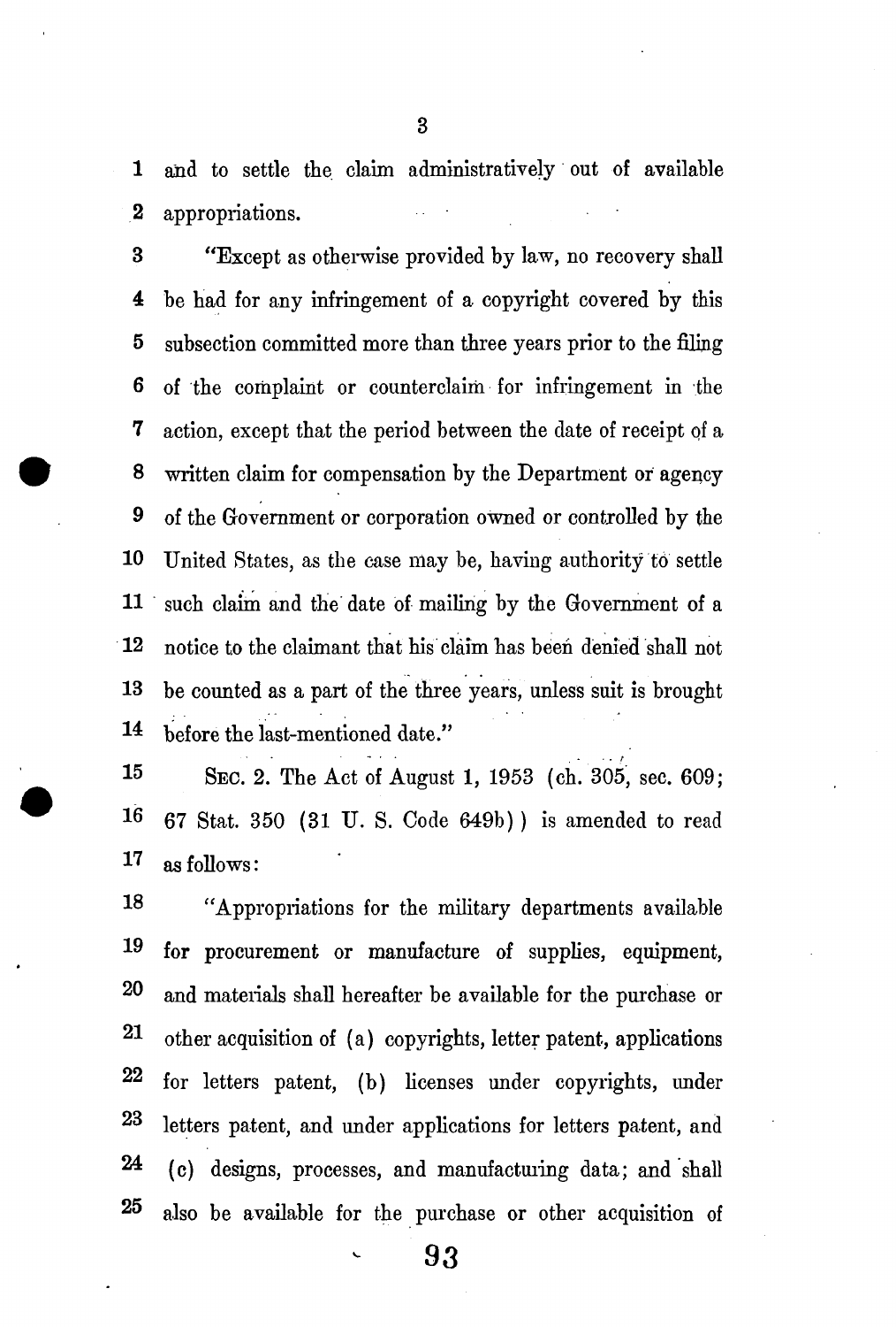and to settle the claim administratively out of available appropriations.

"Except as otherwise provided by law, no recovery shall be had for any infringement of a copyright covered by this subsection committed more than three years prior to the filing of the complaint or counterclaim for infringement in the action, except that the period between the date of receipt of a written claim for compensation by the Department or agency of the Government or corporation owned or controlled by the United States, as the case may be, having authority to settle such claim and the date of mailing by the Government of a notice to the claimant that his claim has been denied shall not be counted as a part of the three years, unless suit is brought before the last-mentioned date."

SEC. 2. The Act of August 1, 1953 (ch. 305, sec. 609; 67 Stat. 350 (31 U. S. Code 649b)) is amended to read as follows:

"Appropriations for the military departments available for procurement or manufacture of supplies, equipment, and materials shall hereafter be available for the purchase or other acquisition of (a) copyrights, letter patent, applications for letters patent, (b) licenses under copyrights, under letters patent, and under applications for letters patent, and (c) designs, processes, and manufacturing data; and shall also be available for the purchase or other acquisition of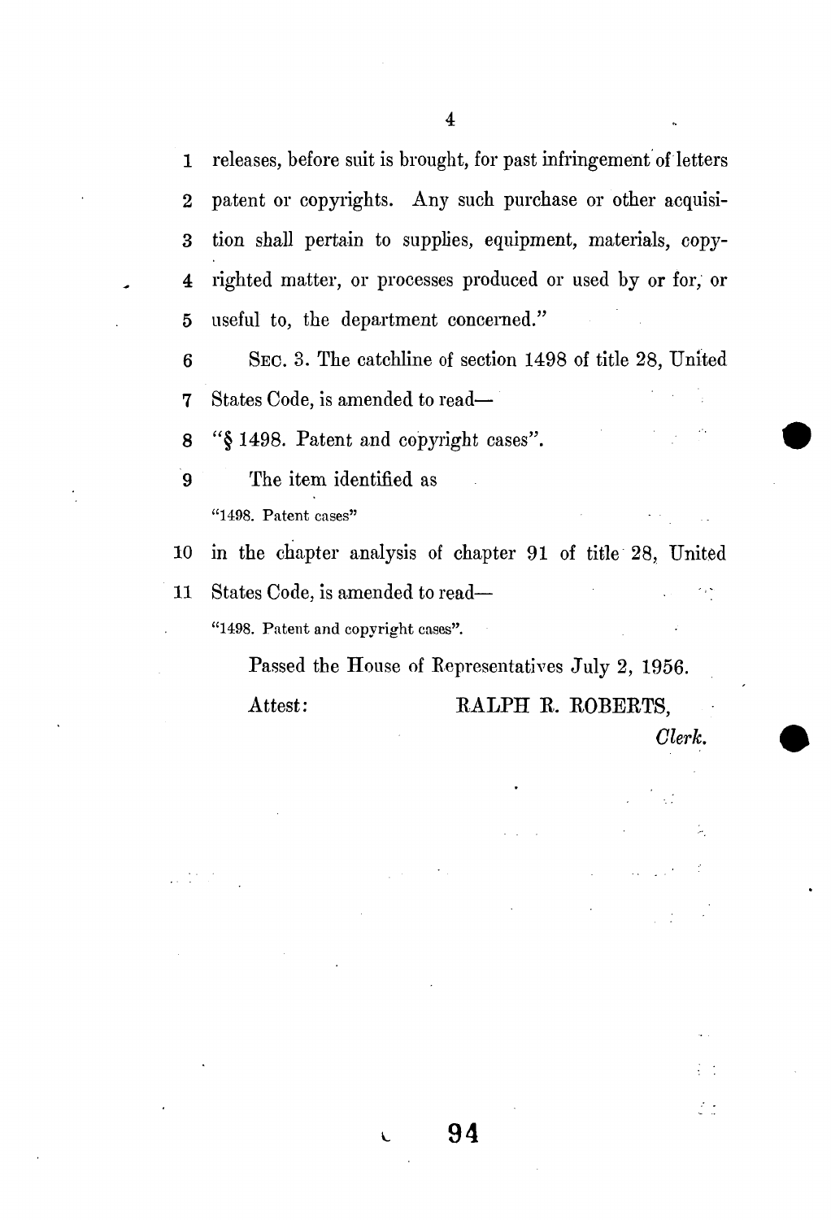releases, before suit is brought, for past infringement of letters patent or copyrights. Any such purchase or other acquisition shall pertain to supplies, equipment, materials, copyrighted matter, or processes produced or used by or for, or useful to, the department concerned."

SEC. 3. The catchline of section 1498 of title 28, United States Code, is amended to read—

"§ 1498. Patent and copyright cases".

The item identified as

"1498. Patent cases"

in the chapter analysis of chapter 91 of title 28, United States Code, is amended to read—

"1498. Patent and copyright cases".

Passed the House of Representatives July 2, 1956.

Attest: RALPH R. ROBERTS,

*Clerk.*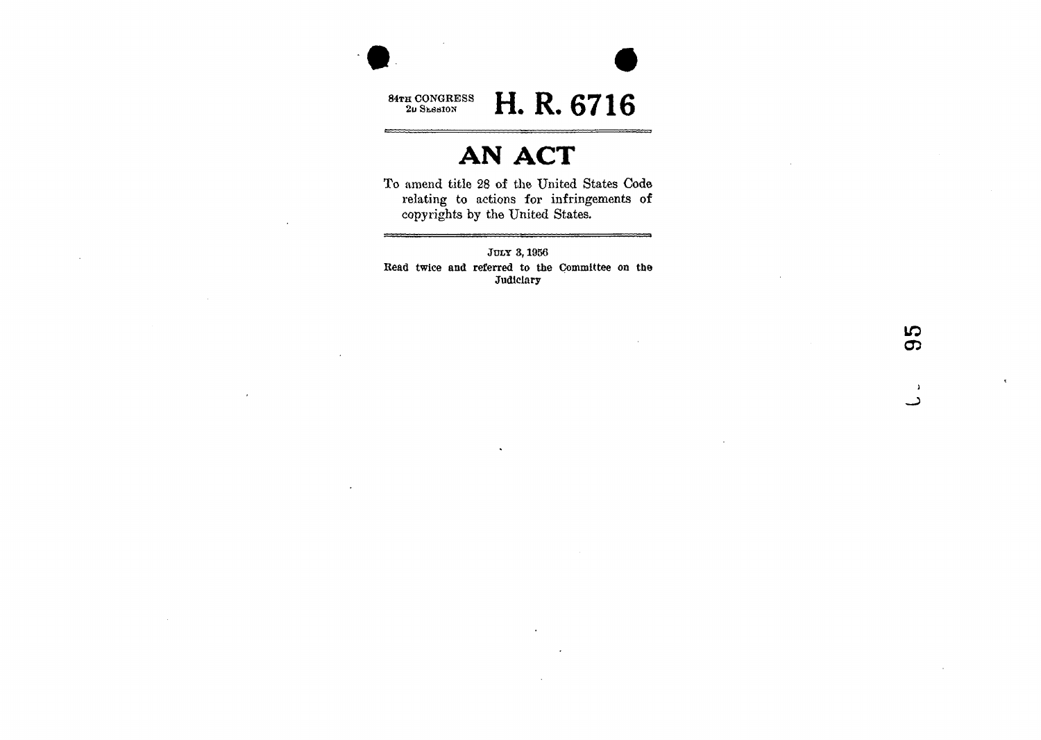84TH CONGRESS
2D SESSION

# H. R. 6716

# AN ACT

To amend title 28 of the United States Code relating to actions for infringements of copyrights by the United States.

JULY 3, 1956

Read twice and referred to the Committee on the Judiciary